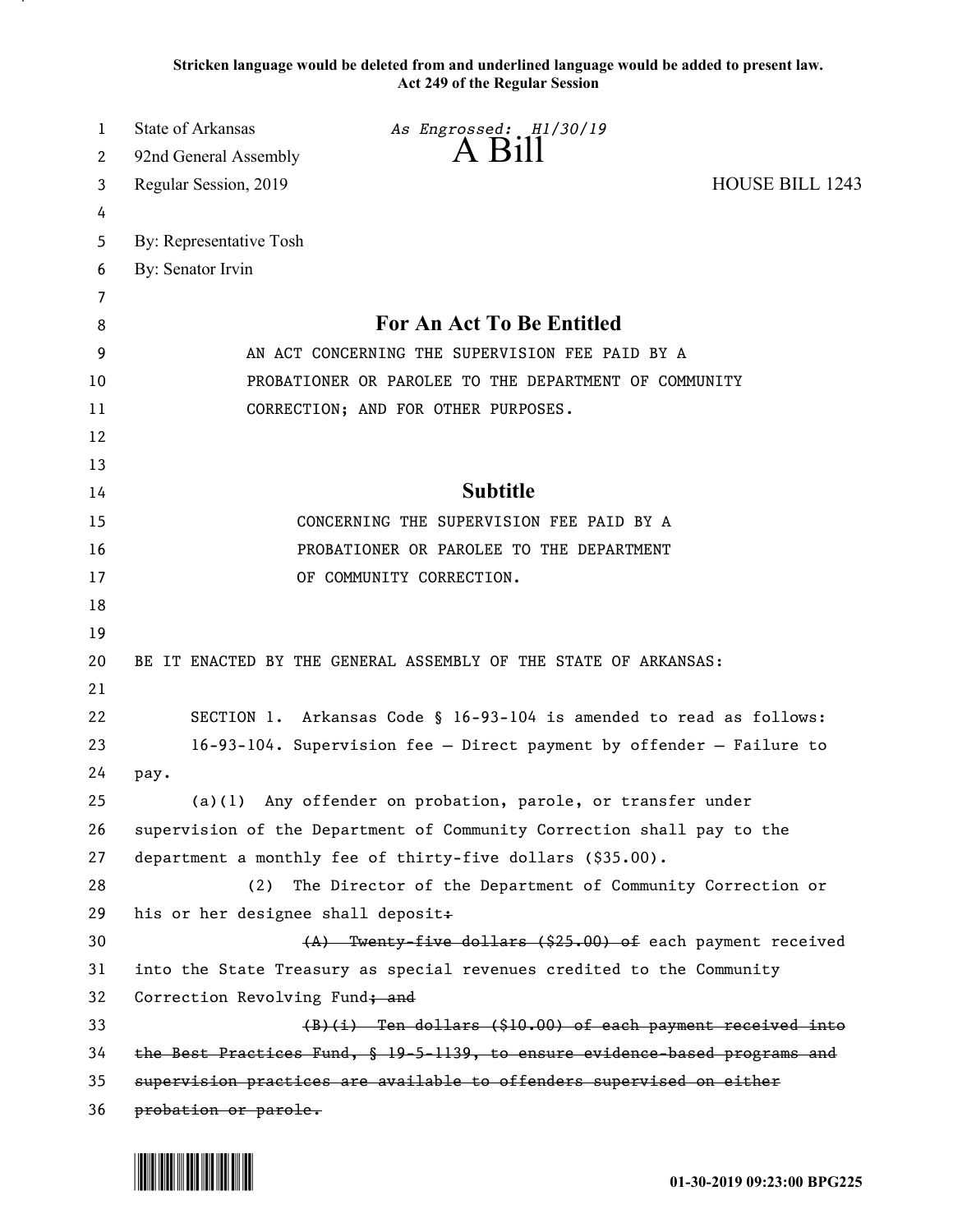**Stricken language would be deleted from and underlined language would be added to present law.**
**Act 249 of the Regular Session**

State of Arkansas *As Engrossed: H1/30/19*
92nd General Assembly **A Bill**
Regular Session, 2019 HOUSE BILL 1243

By: Representative Tosh
By: Senator Irvin

## For An Act To Be Entitled

AN ACT CONCERNING THE SUPERVISION FEE PAID BY A PROBATIONER OR PAROLEE TO THE DEPARTMENT OF COMMUNITY CORRECTION; AND FOR OTHER PURPOSES.

## Subtitle

CONCERNING THE SUPERVISION FEE PAID BY A PROBATIONER OR PAROLEE TO THE DEPARTMENT OF COMMUNITY CORRECTION.

BE IT ENACTED BY THE GENERAL ASSEMBLY OF THE STATE OF ARKANSAS:

SECTION 1. Arkansas Code § 16-93-104 is amended to read as follows:

16-93-104. Supervision fee — Direct payment by offender — Failure to pay.

(a)(1) Any offender on probation, parole, or transfer under supervision of the Department of Community Correction shall pay to the department a monthly fee of thirty-five dollars ($35.00).

(2) The Director of the Department of Community Correction or his or her designee shall deposit~~:~~

~~(A) Twenty-five dollars ($25.00) of~~ each payment received into the State Treasury as special revenues credited to the Community Correction Revolving Fund~~; and~~

~~(B)(i) Ten dollars ($10.00) of each payment received into the Best Practices Fund, § 19-5-1139, to ensure evidence-based programs and supervision practices are available to offenders supervised on either probation or parole.~~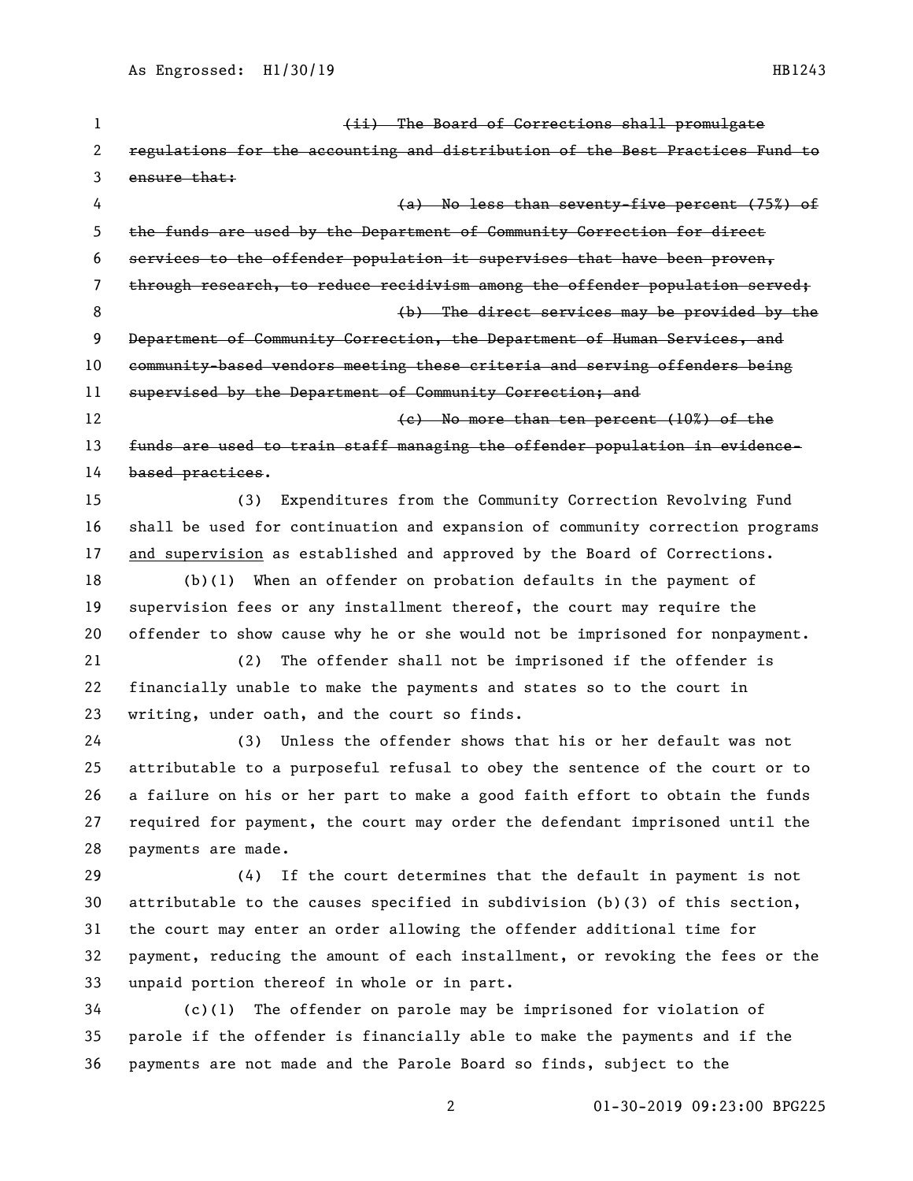~~(ii) The Board of Corrections shall promulgate regulations for the accounting and distribution of the Best Practices Fund to ensure that:~~

~~(a) No less than seventy-five percent (75%) of the funds are used by the Department of Community Correction for direct services to the offender population it supervises that have been proven, through research, to reduce recidivism among the offender population served;~~

~~(b) The direct services may be provided by the Department of Community Correction, the Department of Human Services, and community-based vendors meeting these criteria and serving offenders being supervised by the Department of Community Correction; and~~

~~(c) No more than ten percent (10%) of the funds are used to train staff managing the offender population in evidence-based practices~~.

(3) Expenditures from the Community Correction Revolving Fund shall be used for continuation and expansion of community correction programs <u>and supervision</u> as established and approved by the Board of Corrections.

(b)(1) When an offender on probation defaults in the payment of supervision fees or any installment thereof, the court may require the offender to show cause why he or she would not be imprisoned for nonpayment.

(2) The offender shall not be imprisoned if the offender is financially unable to make the payments and states so to the court in writing, under oath, and the court so finds.

(3) Unless the offender shows that his or her default was not attributable to a purposeful refusal to obey the sentence of the court or to a failure on his or her part to make a good faith effort to obtain the funds required for payment, the court may order the defendant imprisoned until the payments are made.

(4) If the court determines that the default in payment is not attributable to the causes specified in subdivision (b)(3) of this section, the court may enter an order allowing the offender additional time for payment, reducing the amount of each installment, or revoking the fees or the unpaid portion thereof in whole or in part.

(c)(1) The offender on parole may be imprisoned for violation of parole if the offender is financially able to make the payments and if the payments are not made and the Parole Board so finds, subject to the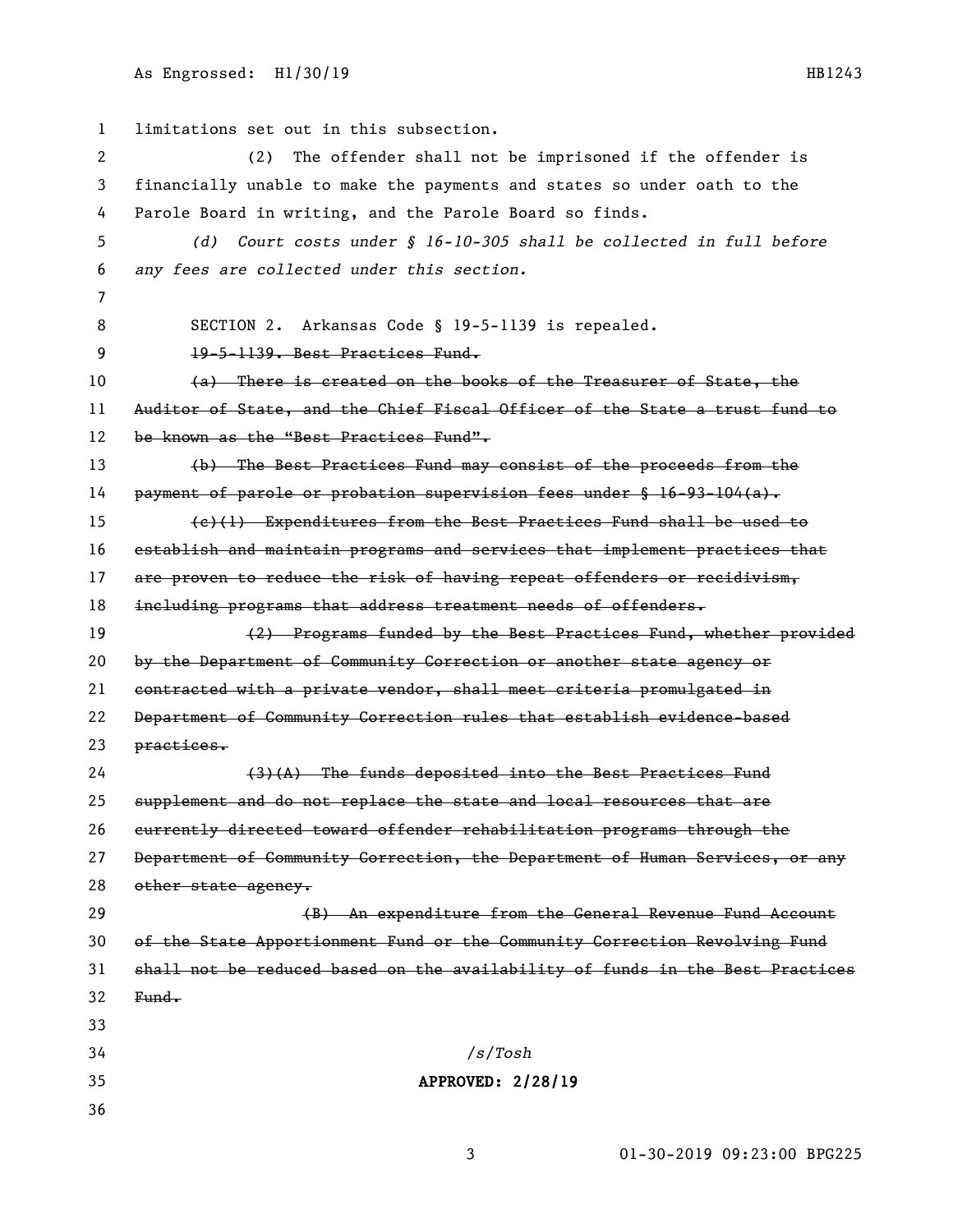limitations set out in this subsection.

(2) The offender shall not be imprisoned if the offender is financially unable to make the payments and states so under oath to the Parole Board in writing, and the Parole Board so finds.

*(d) Court costs under § 16-10-305 shall be collected in full before any fees are collected under this section.*

SECTION 2. Arkansas Code § 19-5-1139 is repealed.

~~19-5-1139. Best Practices Fund.~~

~~(a) There is created on the books of the Treasurer of State, the Auditor of State, and the Chief Fiscal Officer of the State a trust fund to be known as the "Best Practices Fund".~~

~~(b) The Best Practices Fund may consist of the proceeds from the payment of parole or probation supervision fees under § 16-93-104(a).~~

~~(c)(1) Expenditures from the Best Practices Fund shall be used to establish and maintain programs and services that implement practices that are proven to reduce the risk of having repeat offenders or recidivism, including programs that address treatment needs of offenders.~~

~~(2) Programs funded by the Best Practices Fund, whether provided by the Department of Community Correction or another state agency or contracted with a private vendor, shall meet criteria promulgated in Department of Community Correction rules that establish evidence-based practices.~~

~~(3)(A) The funds deposited into the Best Practices Fund supplement and do not replace the state and local resources that are currently directed toward offender rehabilitation programs through the Department of Community Correction, the Department of Human Services, or any other state agency.~~

~~(B) An expenditure from the General Revenue Fund Account of the State Apportionment Fund or the Community Correction Revolving Fund shall not be reduced based on the availability of funds in the Best Practices Fund.~~

*/s/Tosh*

**APPROVED: 2/28/19**